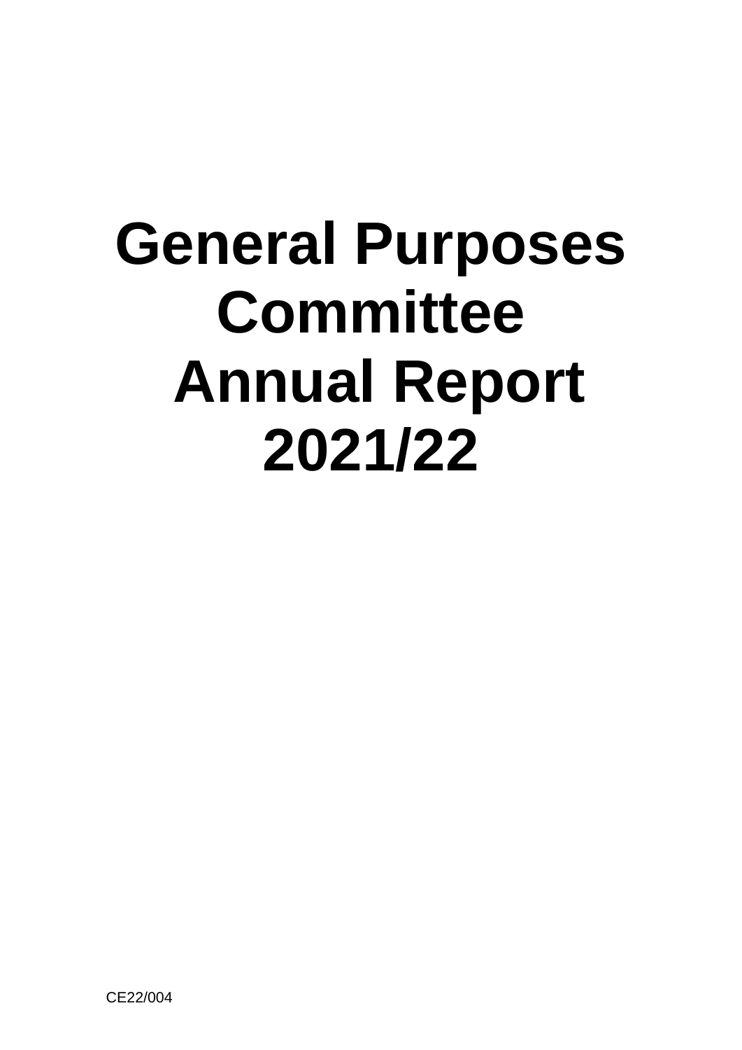# General Purposes Committee Annual Report 2021/22

CE22/004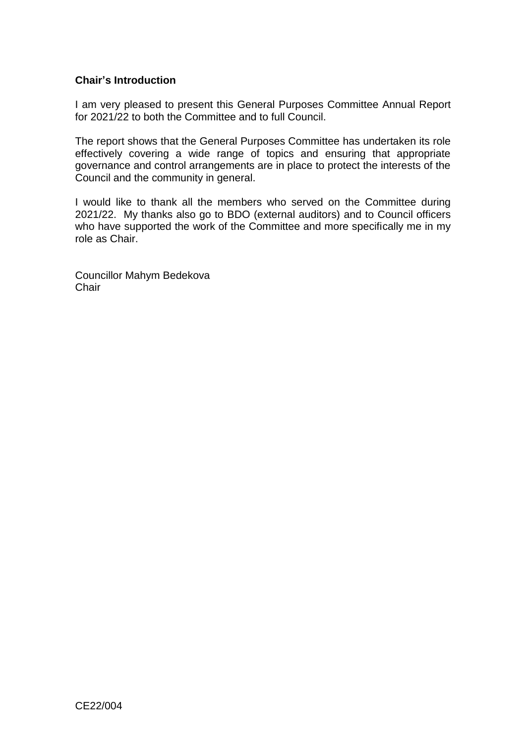**Chair's Introduction**

I am very pleased to present this General Purposes Committee Annual Report for 2021/22 to both the Committee and to full Council.

The report shows that the General Purposes Committee has undertaken its role effectively covering a wide range of topics and ensuring that appropriate governance and control arrangements are in place to protect the interests of the Council and the community in general.

I would like to thank all the members who served on the Committee during 2021/22. My thanks also go to BDO (external auditors) and to Council officers who have supported the work of the Committee and more specifically me in my role as Chair.

Councillor Mahym Bedekova
Chair

CE22/004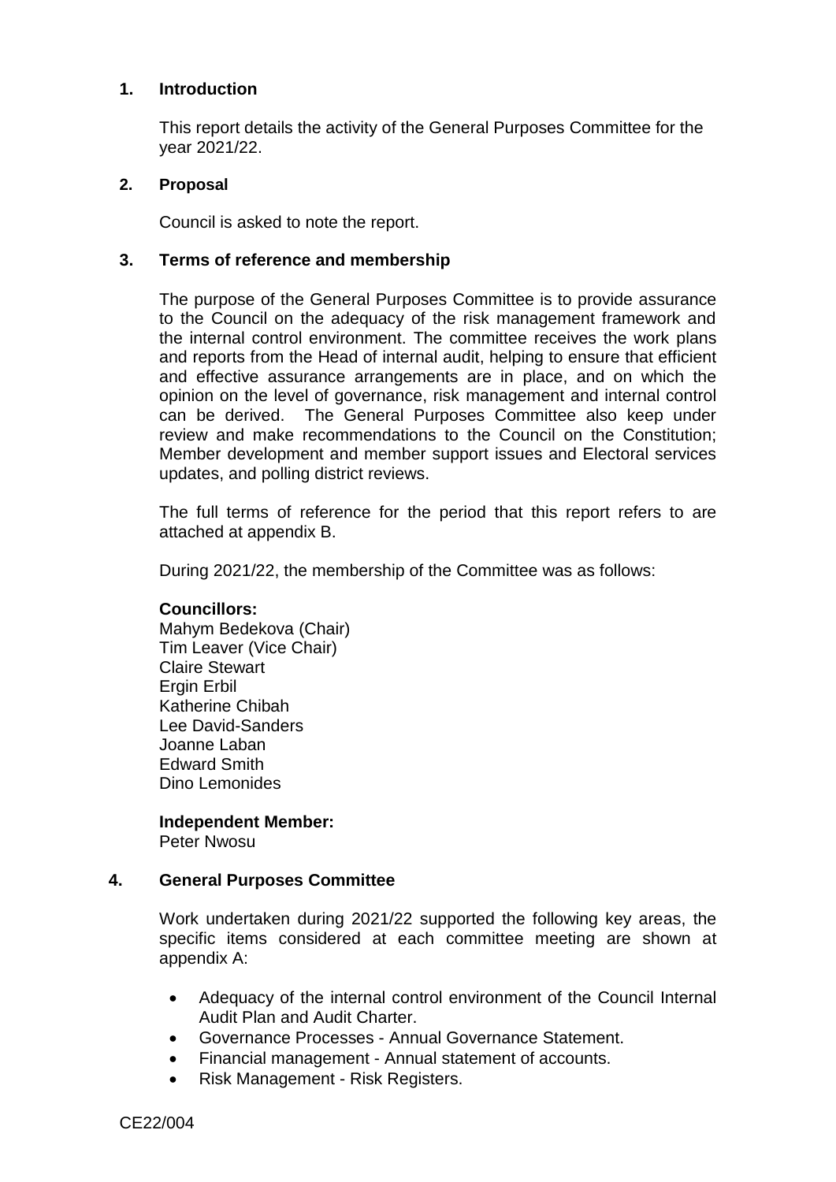## 1. Introduction

This report details the activity of the General Purposes Committee for the year 2021/22.

## 2. Proposal

Council is asked to note the report.

## 3. Terms of reference and membership

The purpose of the General Purposes Committee is to provide assurance to the Council on the adequacy of the risk management framework and the internal control environment. The committee receives the work plans and reports from the Head of internal audit, helping to ensure that efficient and effective assurance arrangements are in place, and on which the opinion on the level of governance, risk management and internal control can be derived. The General Purposes Committee also keep under review and make recommendations to the Council on the Constitution; Member development and member support issues and Electoral services updates, and polling district reviews.

The full terms of reference for the period that this report refers to are attached at appendix B.

During 2021/22, the membership of the Committee was as follows:

**Councillors:**
Mahym Bedekova (Chair)
Tim Leaver (Vice Chair)
Claire Stewart
Ergin Erbil
Katherine Chibah
Lee David-Sanders
Joanne Laban
Edward Smith
Dino Lemonides

**Independent Member:**
Peter Nwosu

## 4. General Purposes Committee

Work undertaken during 2021/22 supported the following key areas, the specific items considered at each committee meeting are shown at appendix A:

- Adequacy of the internal control environment of the Council Internal Audit Plan and Audit Charter.
- Governance Processes - Annual Governance Statement.
- Financial management - Annual statement of accounts.
- Risk Management - Risk Registers.

CE22/004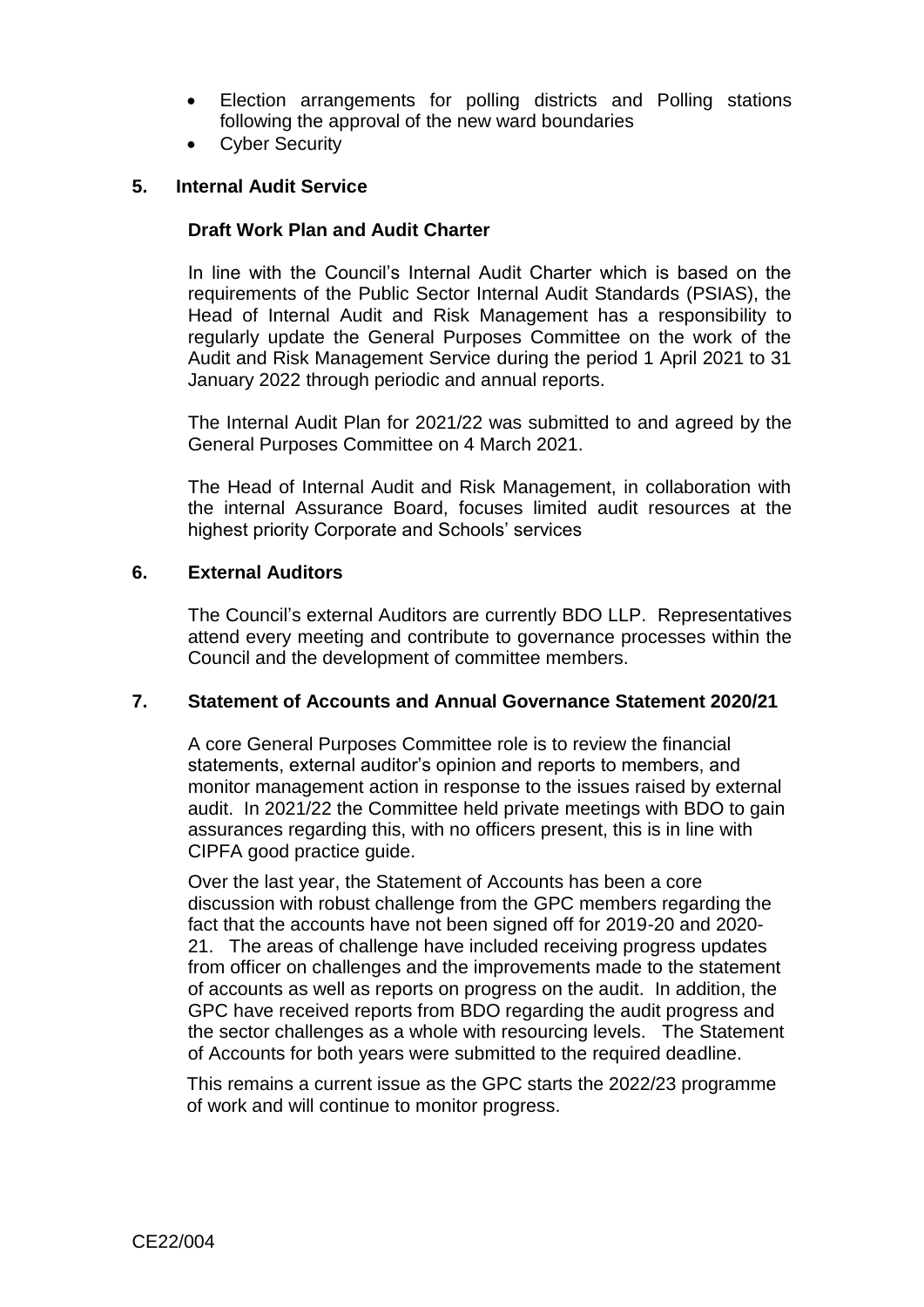- Election arrangements for polling districts and Polling stations following the approval of the new ward boundaries
- Cyber Security

## 5. Internal Audit Service

### Draft Work Plan and Audit Charter

In line with the Council's Internal Audit Charter which is based on the requirements of the Public Sector Internal Audit Standards (PSIAS), the Head of Internal Audit and Risk Management has a responsibility to regularly update the General Purposes Committee on the work of the Audit and Risk Management Service during the period 1 April 2021 to 31 January 2022 through periodic and annual reports.

The Internal Audit Plan for 2021/22 was submitted to and agreed by the General Purposes Committee on 4 March 2021.

The Head of Internal Audit and Risk Management, in collaboration with the internal Assurance Board, focuses limited audit resources at the highest priority Corporate and Schools' services

## 6. External Auditors

The Council's external Auditors are currently BDO LLP. Representatives attend every meeting and contribute to governance processes within the Council and the development of committee members.

## 7. Statement of Accounts and Annual Governance Statement 2020/21

A core General Purposes Committee role is to review the financial statements, external auditor's opinion and reports to members, and monitor management action in response to the issues raised by external audit. In 2021/22 the Committee held private meetings with BDO to gain assurances regarding this, with no officers present, this is in line with CIPFA good practice guide.

Over the last year, the Statement of Accounts has been a core discussion with robust challenge from the GPC members regarding the fact that the accounts have not been signed off for 2019-20 and 2020-21. The areas of challenge have included receiving progress updates from officer on challenges and the improvements made to the statement of accounts as well as reports on progress on the audit. In addition, the GPC have received reports from BDO regarding the audit progress and the sector challenges as a whole with resourcing levels. The Statement of Accounts for both years were submitted to the required deadline.

This remains a current issue as the GPC starts the 2022/23 programme of work and will continue to monitor progress.

CE22/004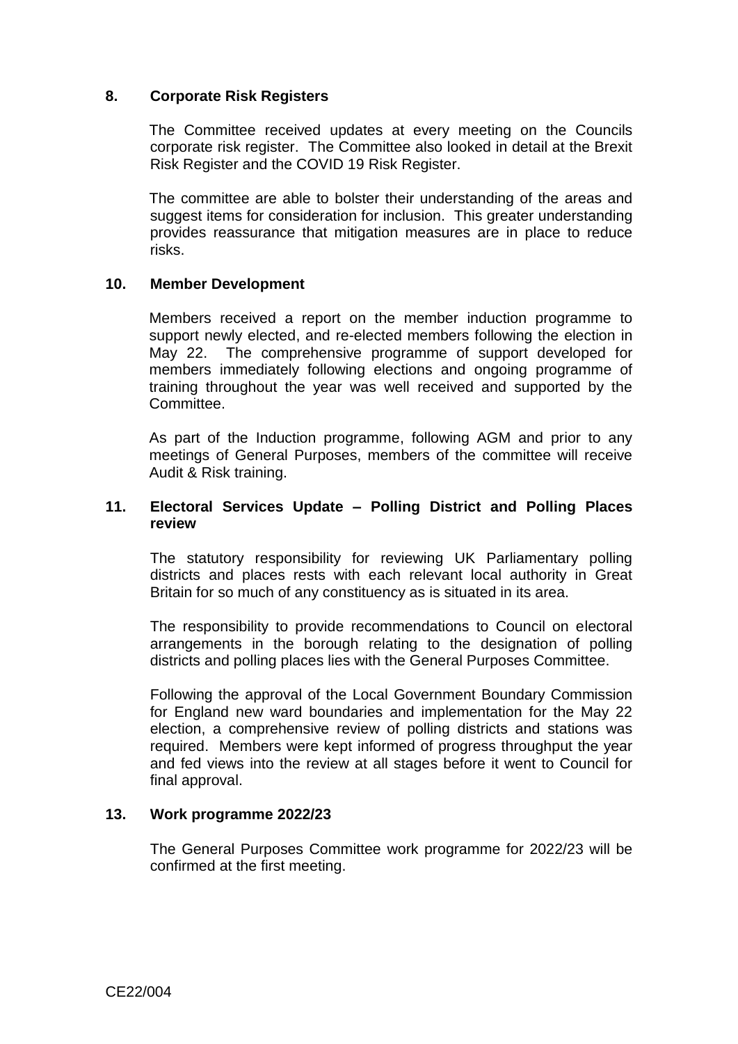## 8. Corporate Risk Registers

The Committee received updates at every meeting on the Councils corporate risk register. The Committee also looked in detail at the Brexit Risk Register and the COVID 19 Risk Register.

The committee are able to bolster their understanding of the areas and suggest items for consideration for inclusion. This greater understanding provides reassurance that mitigation measures are in place to reduce risks.

## 10. Member Development

Members received a report on the member induction programme to support newly elected, and re-elected members following the election in May 22. The comprehensive programme of support developed for members immediately following elections and ongoing programme of training throughout the year was well received and supported by the Committee.

As part of the Induction programme, following AGM and prior to any meetings of General Purposes, members of the committee will receive Audit & Risk training.

## 11. Electoral Services Update – Polling District and Polling Places review

The statutory responsibility for reviewing UK Parliamentary polling districts and places rests with each relevant local authority in Great Britain for so much of any constituency as is situated in its area.

The responsibility to provide recommendations to Council on electoral arrangements in the borough relating to the designation of polling districts and polling places lies with the General Purposes Committee.

Following the approval of the Local Government Boundary Commission for England new ward boundaries and implementation for the May 22 election, a comprehensive review of polling districts and stations was required. Members were kept informed of progress throughput the year and fed views into the review at all stages before it went to Council for final approval.

## 13. Work programme 2022/23

The General Purposes Committee work programme for 2022/23 will be confirmed at the first meeting.

CE22/004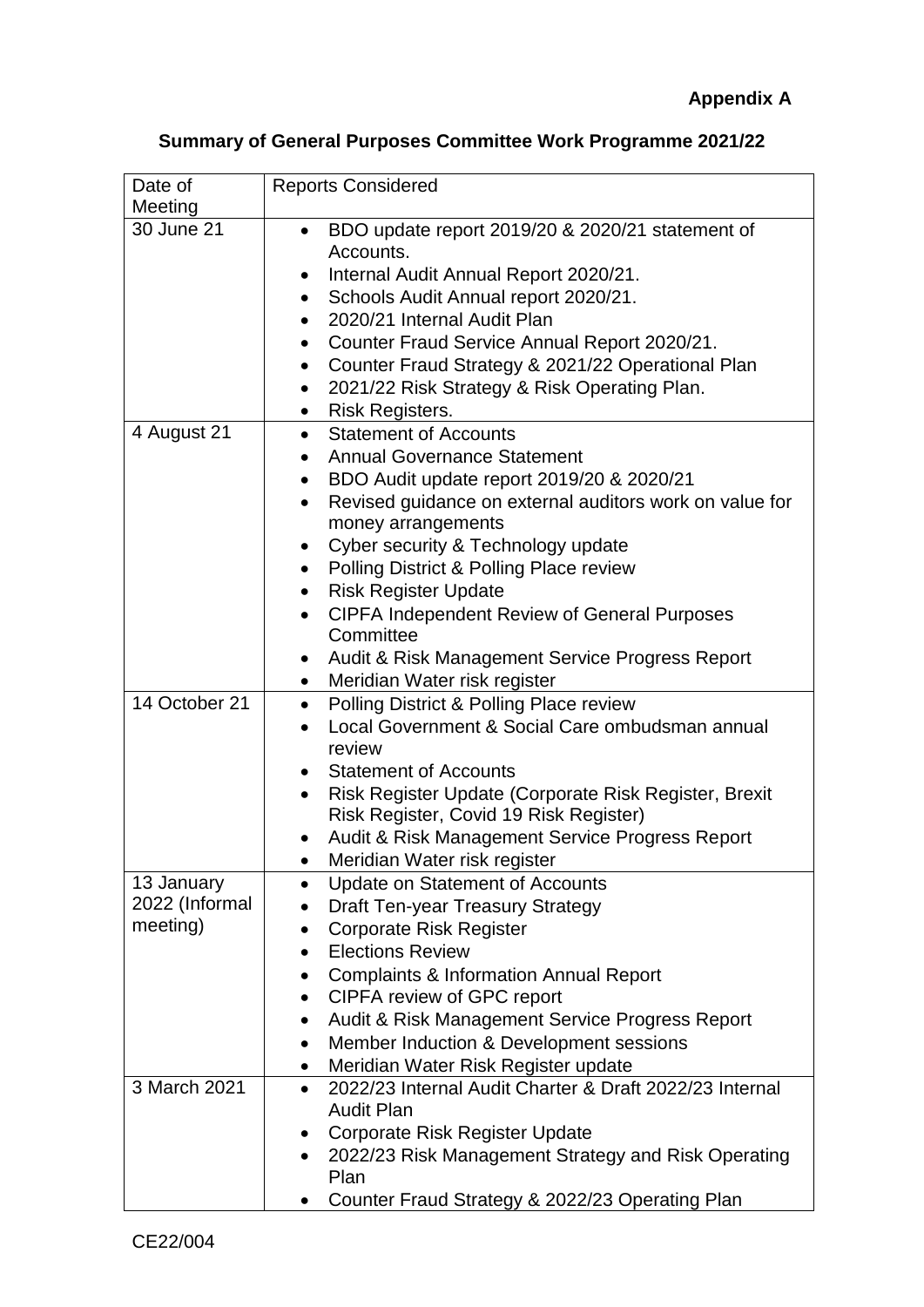**Appendix A**

## Summary of General Purposes Committee Work Programme 2021/22

| Date of Meeting | Reports Considered |
|---|---|
| 30 June 21 | • BDO update report 2019/20 & 2020/21 statement of Accounts.<br>• Internal Audit Annual Report 2020/21.<br>• Schools Audit Annual report 2020/21.<br>• 2020/21 Internal Audit Plan<br>• Counter Fraud Service Annual Report 2020/21.<br>• Counter Fraud Strategy & 2021/22 Operational Plan<br>• 2021/22 Risk Strategy & Risk Operating Plan.<br>• Risk Registers. |
| 4 August 21 | • Statement of Accounts<br>• Annual Governance Statement<br>• BDO Audit update report 2019/20 & 2020/21<br>• Revised guidance on external auditors work on value for money arrangements<br>• Cyber security & Technology update<br>• Polling District & Polling Place review<br>• Risk Register Update<br>• CIPFA Independent Review of General Purposes Committee<br>• Audit & Risk Management Service Progress Report<br>• Meridian Water risk register |
| 14 October 21 | • Polling District & Polling Place review<br>• Local Government & Social Care ombudsman annual review<br>• Statement of Accounts<br>• Risk Register Update (Corporate Risk Register, Brexit Risk Register, Covid 19 Risk Register)<br>• Audit & Risk Management Service Progress Report<br>• Meridian Water risk register |
| 13 January 2022 (Informal meeting) | • Update on Statement of Accounts<br>• Draft Ten-year Treasury Strategy<br>• Corporate Risk Register<br>• Elections Review<br>• Complaints & Information Annual Report<br>• CIPFA review of GPC report<br>• Audit & Risk Management Service Progress Report<br>• Member Induction & Development sessions<br>• Meridian Water Risk Register update |
| 3 March 2021 | • 2022/23 Internal Audit Charter & Draft 2022/23 Internal Audit Plan<br>• Corporate Risk Register Update<br>• 2022/23 Risk Management Strategy and Risk Operating Plan<br>• Counter Fraud Strategy & 2022/23 Operating Plan |

CE22/004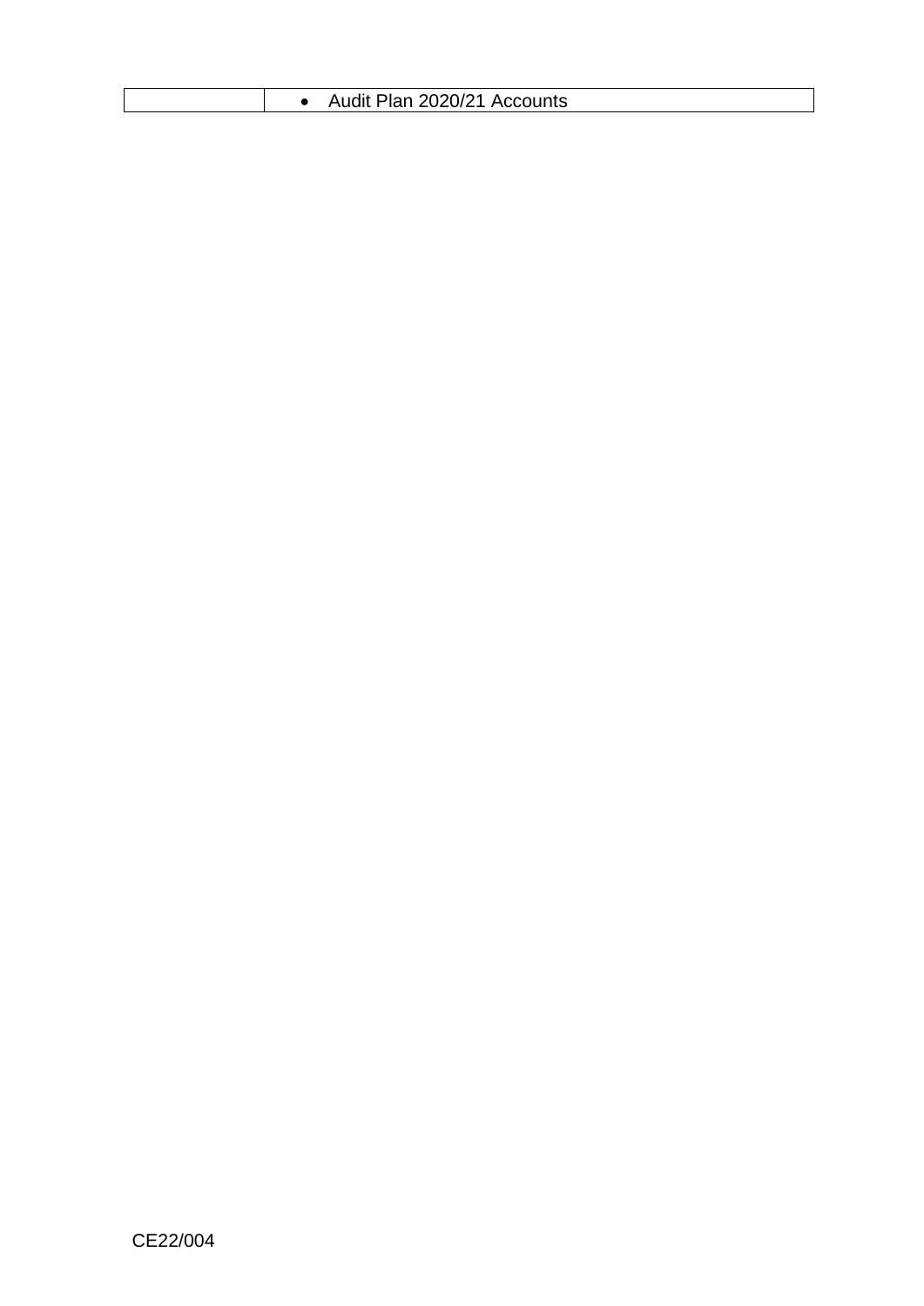| | • Audit Plan 2020/21 Accounts |
|---|---|

CE22/004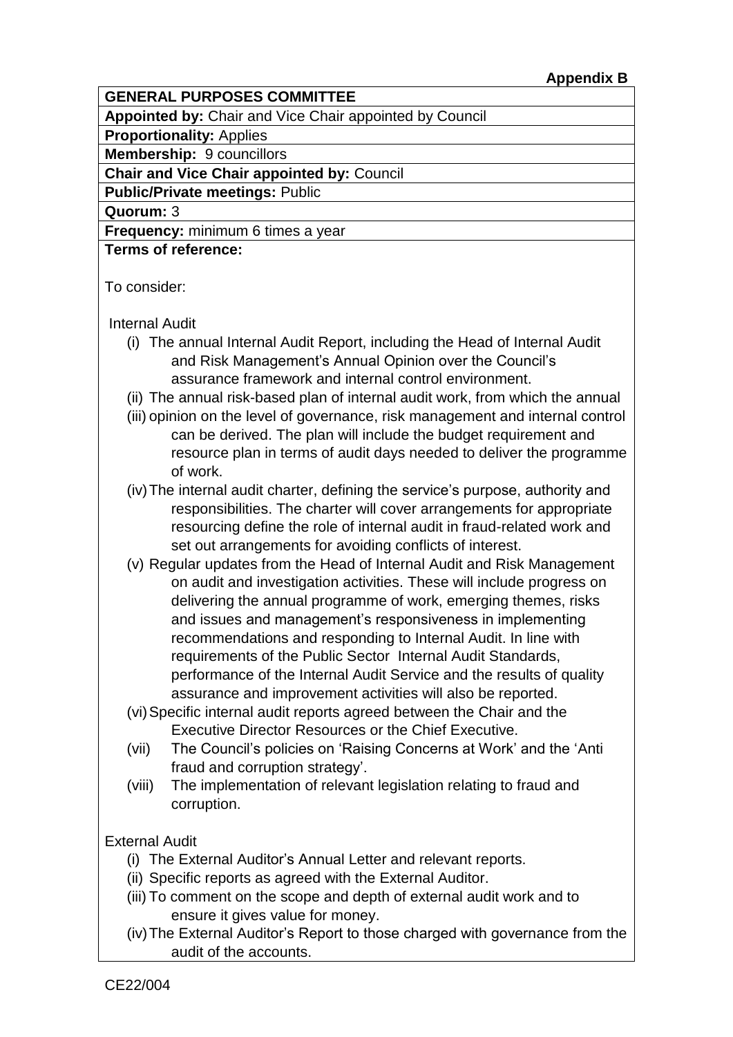**Appendix B**

**GENERAL PURPOSES COMMITTEE**

**Appointed by:** Chair and Vice Chair appointed by Council

**Proportionality:** Applies

**Membership:** 9 councillors

**Chair and Vice Chair appointed by:** Council

**Public/Private meetings:** Public

**Quorum:** 3

**Frequency:** minimum 6 times a year

**Terms of reference:**

To consider:

Internal Audit

(i) The annual Internal Audit Report, including the Head of Internal Audit and Risk Management's Annual Opinion over the Council's assurance framework and internal control environment.

(ii) The annual risk-based plan of internal audit work, from which the annual

(iii) opinion on the level of governance, risk management and internal control can be derived. The plan will include the budget requirement and resource plan in terms of audit days needed to deliver the programme of work.

(iv) The internal audit charter, defining the service's purpose, authority and responsibilities. The charter will cover arrangements for appropriate resourcing define the role of internal audit in fraud-related work and set out arrangements for avoiding conflicts of interest.

(v) Regular updates from the Head of Internal Audit and Risk Management on audit and investigation activities. These will include progress on delivering the annual programme of work, emerging themes, risks and issues and management's responsiveness in implementing recommendations and responding to Internal Audit. In line with requirements of the Public Sector Internal Audit Standards, performance of the Internal Audit Service and the results of quality assurance and improvement activities will also be reported.

(vi) Specific internal audit reports agreed between the Chair and the Executive Director Resources or the Chief Executive.

(vii) The Council's policies on 'Raising Concerns at Work' and the 'Anti fraud and corruption strategy'.

(viii) The implementation of relevant legislation relating to fraud and corruption.

External Audit

(i) The External Auditor's Annual Letter and relevant reports.

(ii) Specific reports as agreed with the External Auditor.

(iii) To comment on the scope and depth of external audit work and to ensure it gives value for money.

(iv) The External Auditor's Report to those charged with governance from the audit of the accounts.

CE22/004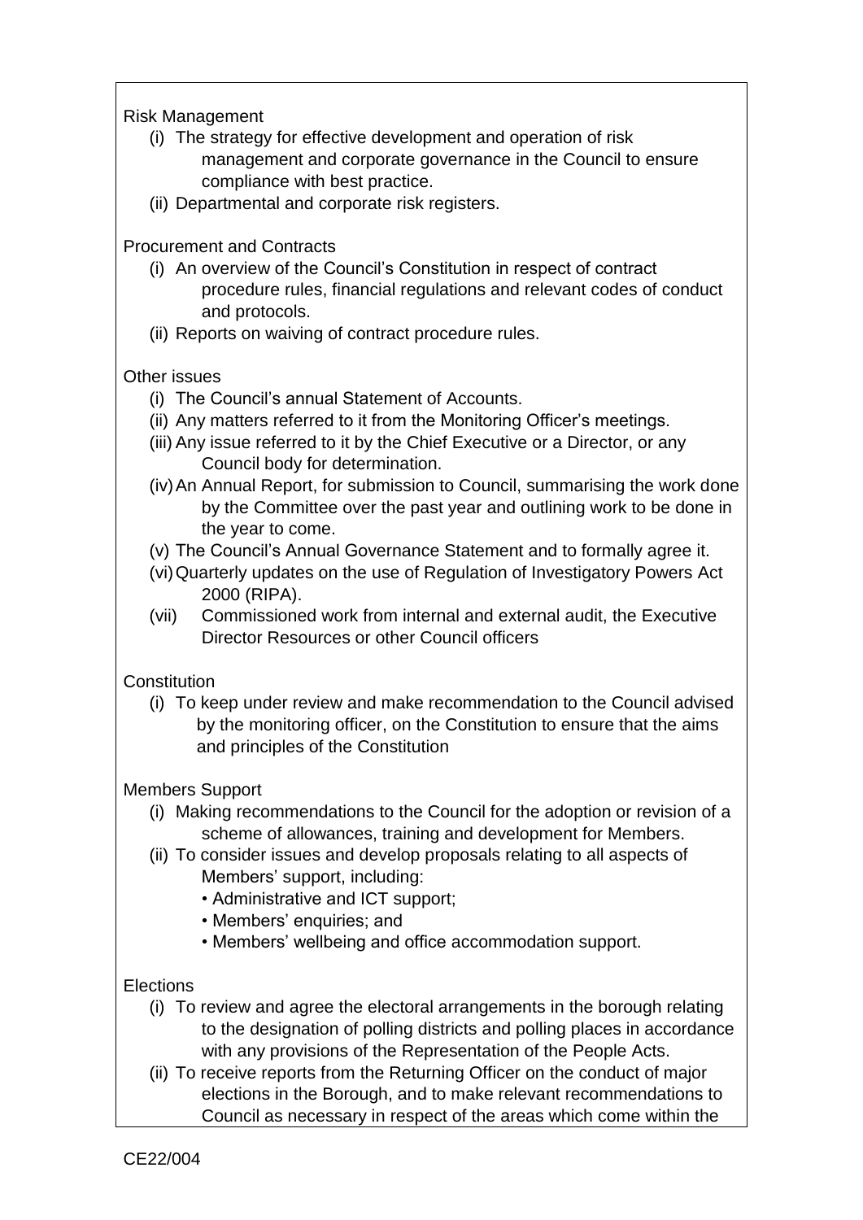Risk Management

(i) The strategy for effective development and operation of risk management and corporate governance in the Council to ensure compliance with best practice.
(ii) Departmental and corporate risk registers.

Procurement and Contracts

(i) An overview of the Council's Constitution in respect of contract procedure rules, financial regulations and relevant codes of conduct and protocols.
(ii) Reports on waiving of contract procedure rules.

Other issues

(i) The Council's annual Statement of Accounts.
(ii) Any matters referred to it from the Monitoring Officer's meetings.
(iii) Any issue referred to it by the Chief Executive or a Director, or any Council body for determination.
(iv) An Annual Report, for submission to Council, summarising the work done by the Committee over the past year and outlining work to be done in the year to come.
(v) The Council's Annual Governance Statement and to formally agree it.
(vi) Quarterly updates on the use of Regulation of Investigatory Powers Act 2000 (RIPA).
(vii) Commissioned work from internal and external audit, the Executive Director Resources or other Council officers

Constitution

(i) To keep under review and make recommendation to the Council advised by the monitoring officer, on the Constitution to ensure that the aims and principles of the Constitution

Members Support

(i) Making recommendations to the Council for the adoption or revision of a scheme of allowances, training and development for Members.
(ii) To consider issues and develop proposals relating to all aspects of Members' support, including:
    - Administrative and ICT support;
    - Members' enquiries; and
    - Members' wellbeing and office accommodation support.

Elections

(i) To review and agree the electoral arrangements in the borough relating to the designation of polling districts and polling places in accordance with any provisions of the Representation of the People Acts.
(ii) To receive reports from the Returning Officer on the conduct of major elections in the Borough, and to make relevant recommendations to Council as necessary in respect of the areas which come within the

CE22/004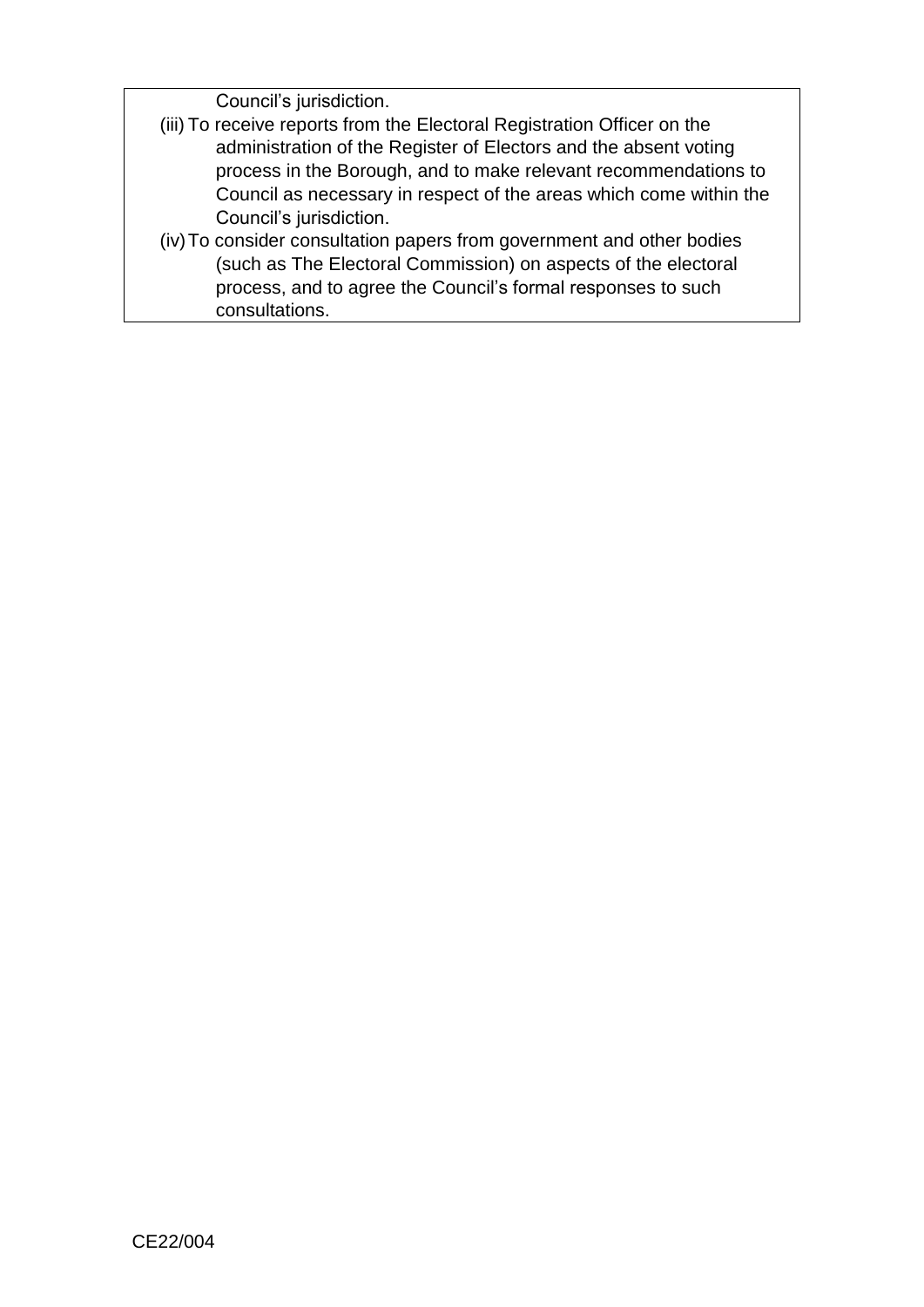Council's jurisdiction.

(iii) To receive reports from the Electoral Registration Officer on the administration of the Register of Electors and the absent voting process in the Borough, and to make relevant recommendations to Council as necessary in respect of the areas which come within the Council's jurisdiction.

(iv) To consider consultation papers from government and other bodies (such as The Electoral Commission) on aspects of the electoral process, and to agree the Council's formal responses to such consultations.